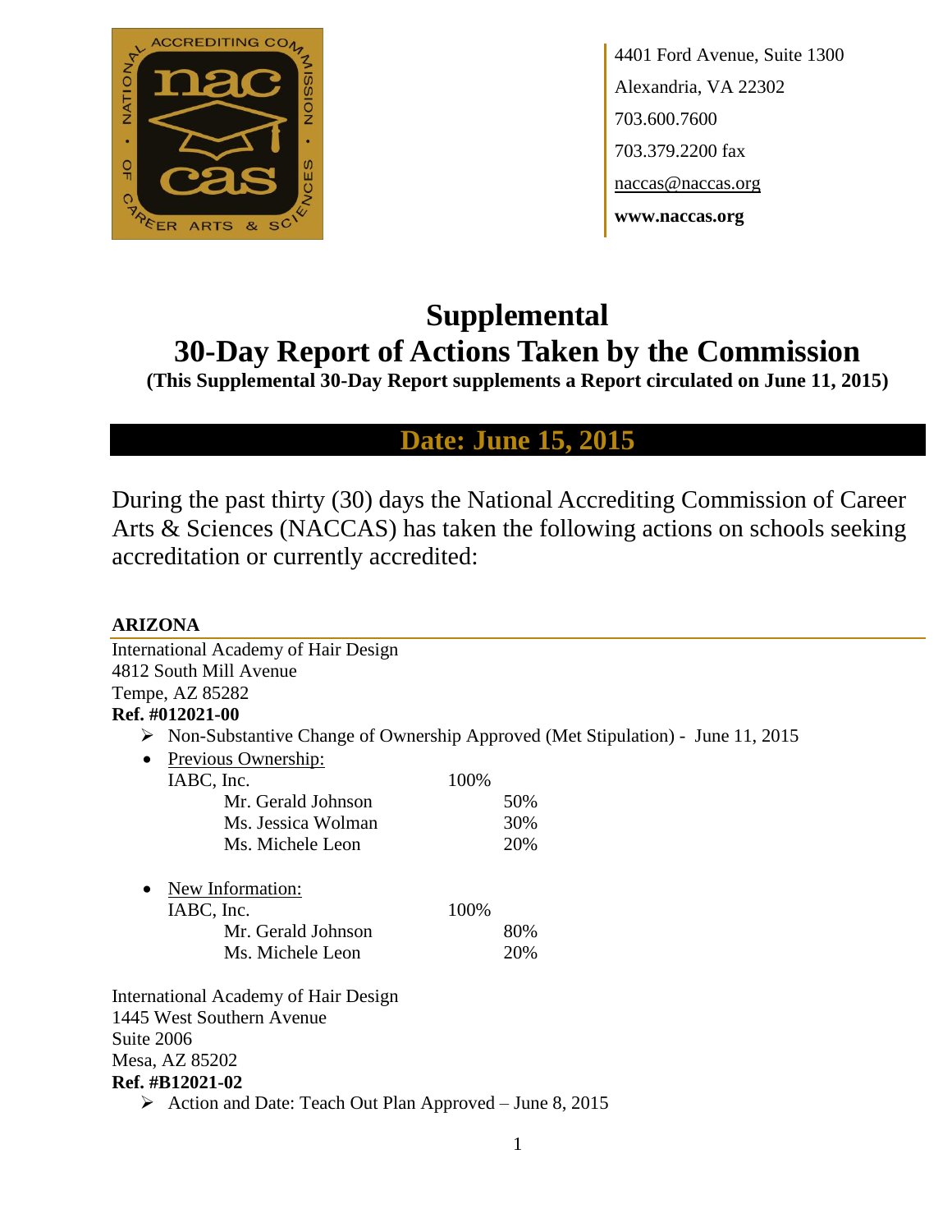4401 Ford Avenue, Suite 1300
Alexandria, VA 22302
703.600.7600
703.379.2200 fax
naccas@naccas.org
**www.naccas.org**

# Supplemental
# 30-Day Report of Actions Taken by the Commission

**(This Supplemental 30-Day Report supplements a Report circulated on June 11, 2015)**

## Date: June 15, 2015

During the past thirty (30) days the National Accrediting Commission of Career Arts & Sciences (NACCAS) has taken the following actions on schools seeking accreditation or currently accredited:

### ARIZONA

International Academy of Hair Design
4812 South Mill Avenue
Tempe, AZ 85282
**Ref. #012021-00**

- Non-Substantive Change of Ownership Approved (Met Stipulation) - June 11, 2015
- Previous Ownership:

| | | |
|---|---|---|
| IABC, Inc. | 100% | |
| Mr. Gerald Johnson | | 50% |
| Ms. Jessica Wolman | | 30% |
| Ms. Michele Leon | | 20% |

- New Information:

| | | |
|---|---|---|
| IABC, Inc. | 100% | |
| Mr. Gerald Johnson | | 80% |
| Ms. Michele Leon | | 20% |

International Academy of Hair Design
1445 West Southern Avenue
Suite 2006
Mesa, AZ 85202
**Ref. #B12021-02**

- Action and Date: Teach Out Plan Approved – June 8, 2015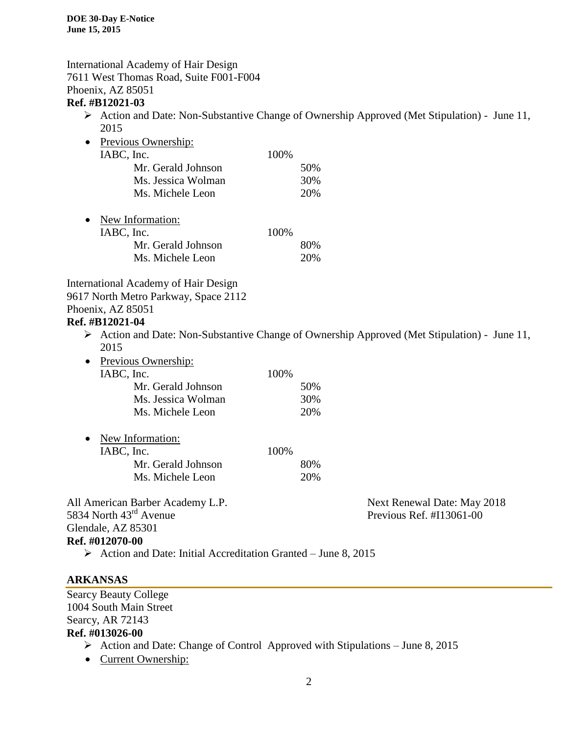International Academy of Hair Design
7611 West Thomas Road, Suite F001-F004
Phoenix, AZ 85051
**Ref. #B12021-03**

- Action and Date: Non-Substantive Change of Ownership Approved (Met Stipulation) - June 11, 2015
- Previous Ownership:

| | | |
|---|---|---|
| IABC, Inc. | 100% | |
| Mr. Gerald Johnson | | 50% |
| Ms. Jessica Wolman | | 30% |
| Ms. Michele Leon | | 20% |

- New Information:

| | | |
|---|---|---|
| IABC, Inc. | 100% | |
| Mr. Gerald Johnson | | 80% |
| Ms. Michele Leon | | 20% |

International Academy of Hair Design
9617 North Metro Parkway, Space 2112
Phoenix, AZ 85051
**Ref. #B12021-04**

- Action and Date: Non-Substantive Change of Ownership Approved (Met Stipulation) - June 11, 2015
- Previous Ownership:

| | | |
|---|---|---|
| IABC, Inc. | 100% | |
| Mr. Gerald Johnson | | 50% |
| Ms. Jessica Wolman | | 30% |
| Ms. Michele Leon | | 20% |

- New Information:

| | | |
|---|---|---|
| IABC, Inc. | 100% | |
| Mr. Gerald Johnson | | 80% |
| Ms. Michele Leon | | 20% |

All American Barber Academy L.P.
5834 North 43rd Avenue
Glendale, AZ 85301
**Ref. #012070-00**

Next Renewal Date: May 2018
Previous Ref. #I13061-00

- Action and Date: Initial Accreditation Granted – June 8, 2015

## ARKANSAS

Searcy Beauty College
1004 South Main Street
Searcy, AR 72143
**Ref. #013026-00**

- Action and Date: Change of Control Approved with Stipulations – June 8, 2015
- Current Ownership: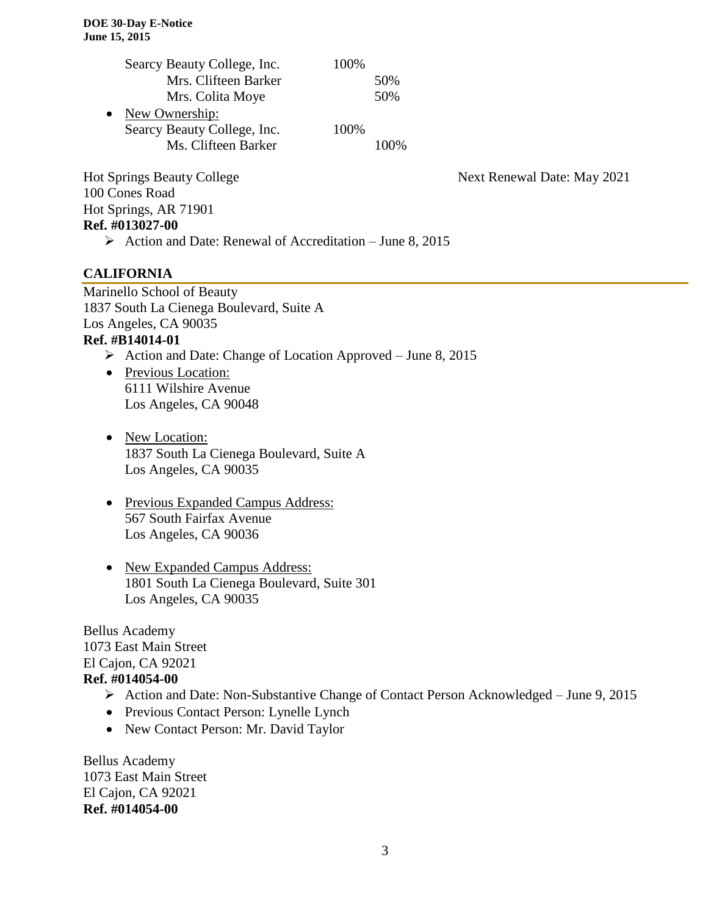Searcy Beauty College, Inc. 100%
- Mrs. Clifteen Barker 50%
- Mrs. Colita Moye 50%

- New Ownership:

Searcy Beauty College, Inc. 100%
- Ms. Clifteen Barker 100%

Hot Springs Beauty College — Next Renewal Date: May 2021
100 Cones Road
Hot Springs, AR 71901
**Ref. #013027-00**

- Action and Date: Renewal of Accreditation – June 8, 2015

## CALIFORNIA

Marinello School of Beauty
1837 South La Cienega Boulevard, Suite A
Los Angeles, CA 90035
**Ref. #B14014-01**

- Action and Date: Change of Location Approved – June 8, 2015
- Previous Location:
  6111 Wilshire Avenue
  Los Angeles, CA 90048
- New Location:
  1837 South La Cienega Boulevard, Suite A
  Los Angeles, CA 90035
- Previous Expanded Campus Address:
  567 South Fairfax Avenue
  Los Angeles, CA 90036
- New Expanded Campus Address:
  1801 South La Cienega Boulevard, Suite 301
  Los Angeles, CA 90035

Bellus Academy
1073 East Main Street
El Cajon, CA 92021
**Ref. #014054-00**

- Action and Date: Non-Substantive Change of Contact Person Acknowledged – June 9, 2015
- Previous Contact Person: Lynelle Lynch
- New Contact Person: Mr. David Taylor

Bellus Academy
1073 East Main Street
El Cajon, CA 92021
**Ref. #014054-00**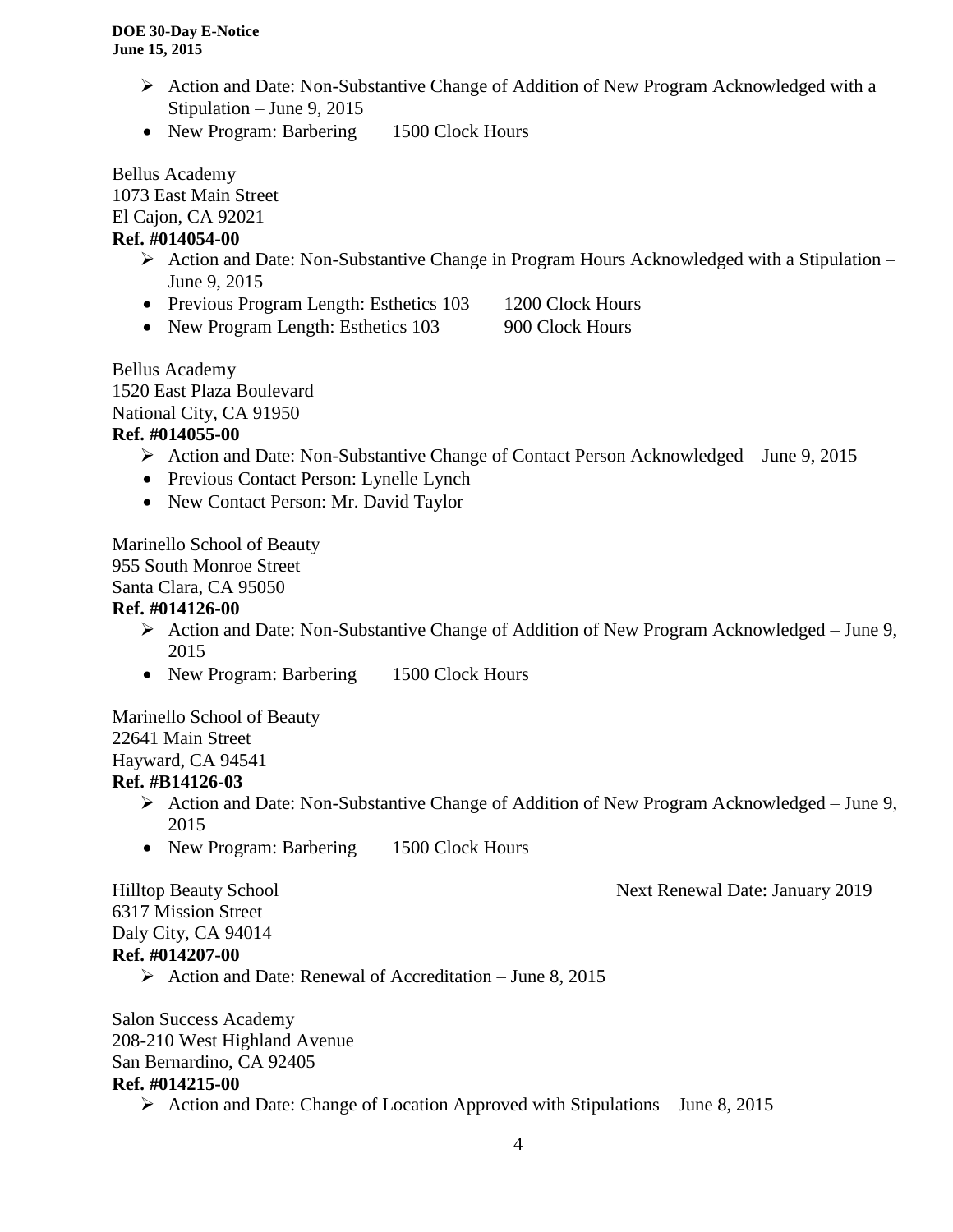- Action and Date: Non-Substantive Change of Addition of New Program Acknowledged with a Stipulation – June 9, 2015
- New Program: Barbering 1500 Clock Hours

Bellus Academy
1073 East Main Street
El Cajon, CA 92021
**Ref. #014054-00**

- Action and Date: Non-Substantive Change in Program Hours Acknowledged with a Stipulation – June 9, 2015
- Previous Program Length: Esthetics 103 1200 Clock Hours
- New Program Length: Esthetics 103 900 Clock Hours

Bellus Academy
1520 East Plaza Boulevard
National City, CA 91950
**Ref. #014055-00**

- Action and Date: Non-Substantive Change of Contact Person Acknowledged – June 9, 2015
- Previous Contact Person: Lynelle Lynch
- New Contact Person: Mr. David Taylor

Marinello School of Beauty
955 South Monroe Street
Santa Clara, CA 95050
**Ref. #014126-00**

- Action and Date: Non-Substantive Change of Addition of New Program Acknowledged – June 9, 2015
- New Program: Barbering 1500 Clock Hours

Marinello School of Beauty
22641 Main Street
Hayward, CA 94541
**Ref. #B14126-03**

- Action and Date: Non-Substantive Change of Addition of New Program Acknowledged – June 9, 2015
- New Program: Barbering 1500 Clock Hours

Hilltop Beauty School Next Renewal Date: January 2019
6317 Mission Street
Daly City, CA 94014
**Ref. #014207-00**

- Action and Date: Renewal of Accreditation – June 8, 2015

Salon Success Academy
208-210 West Highland Avenue
San Bernardino, CA 92405
**Ref. #014215-00**

- Action and Date: Change of Location Approved with Stipulations – June 8, 2015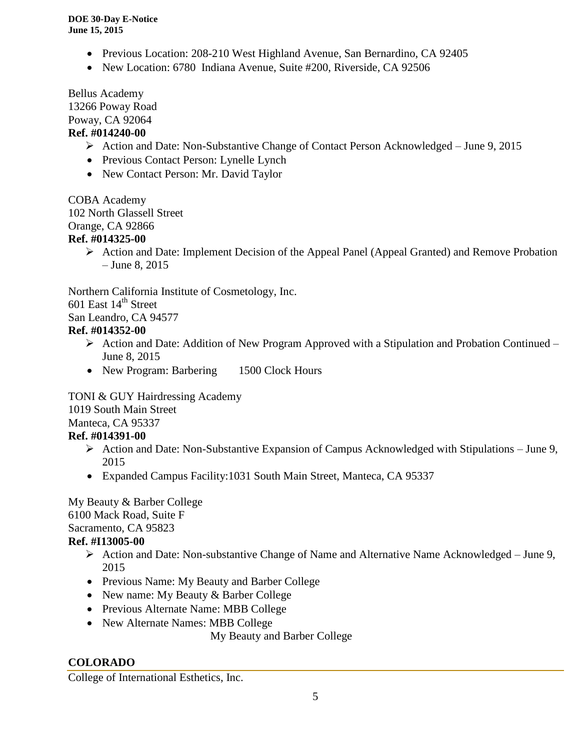- Previous Location: 208-210 West Highland Avenue, San Bernardino, CA 92405
- New Location: 6780 Indiana Avenue, Suite #200, Riverside, CA 92506

Bellus Academy
13266 Poway Road
Poway, CA 92064
**Ref. #014240-00**

- ➢ Action and Date: Non-Substantive Change of Contact Person Acknowledged – June 9, 2015
- Previous Contact Person: Lynelle Lynch
- New Contact Person: Mr. David Taylor

COBA Academy
102 North Glassell Street
Orange, CA 92866
**Ref. #014325-00**

- ➢ Action and Date: Implement Decision of the Appeal Panel (Appeal Granted) and Remove Probation – June 8, 2015

Northern California Institute of Cosmetology, Inc.
601 East 14th Street
San Leandro, CA 94577
**Ref. #014352-00**

- ➢ Action and Date: Addition of New Program Approved with a Stipulation and Probation Continued – June 8, 2015
- New Program: Barbering 1500 Clock Hours

TONI & GUY Hairdressing Academy
1019 South Main Street
Manteca, CA 95337
**Ref. #014391-00**

- ➢ Action and Date: Non-Substantive Expansion of Campus Acknowledged with Stipulations – June 9, 2015
- Expanded Campus Facility:1031 South Main Street, Manteca, CA 95337

My Beauty & Barber College
6100 Mack Road, Suite F
Sacramento, CA 95823
**Ref. #I13005-00**

- ➢ Action and Date: Non-substantive Change of Name and Alternative Name Acknowledged – June 9, 2015
- Previous Name: My Beauty and Barber College
- New name: My Beauty & Barber College
- Previous Alternate Name: MBB College
- New Alternate Names: MBB College
  My Beauty and Barber College

## COLORADO

College of International Esthetics, Inc.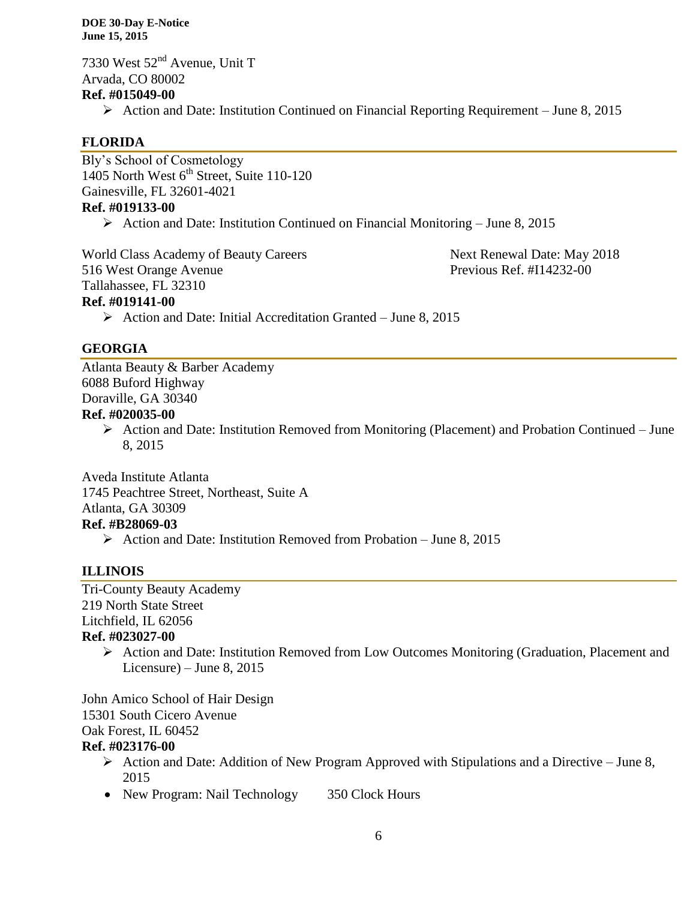7330 West 52nd Avenue, Unit T
Arvada, CO 80002
**Ref. #015049-00**

- Action and Date: Institution Continued on Financial Reporting Requirement – June 8, 2015

## FLORIDA

Bly's School of Cosmetology
1405 North West 6th Street, Suite 110-120
Gainesville, FL 32601-4021
**Ref. #019133-00**

- Action and Date: Institution Continued on Financial Monitoring – June 8, 2015

World Class Academy of Beauty Careers
516 West Orange Avenue
Tallahassee, FL 32310
**Ref. #019141-00**

Next Renewal Date: May 2018
Previous Ref. #I14232-00

- Action and Date: Initial Accreditation Granted – June 8, 2015

## GEORGIA

Atlanta Beauty & Barber Academy
6088 Buford Highway
Doraville, GA 30340
**Ref. #020035-00**

- Action and Date: Institution Removed from Monitoring (Placement) and Probation Continued – June 8, 2015

Aveda Institute Atlanta
1745 Peachtree Street, Northeast, Suite A
Atlanta, GA 30309
**Ref. #B28069-03**

- Action and Date: Institution Removed from Probation – June 8, 2015

## ILLINOIS

Tri-County Beauty Academy
219 North State Street
Litchfield, IL 62056
**Ref. #023027-00**

- Action and Date: Institution Removed from Low Outcomes Monitoring (Graduation, Placement and Licensure) – June 8, 2015

John Amico School of Hair Design
15301 South Cicero Avenue
Oak Forest, IL 60452
**Ref. #023176-00**

- Action and Date: Addition of New Program Approved with Stipulations and a Directive – June 8, 2015
- New Program: Nail Technology 350 Clock Hours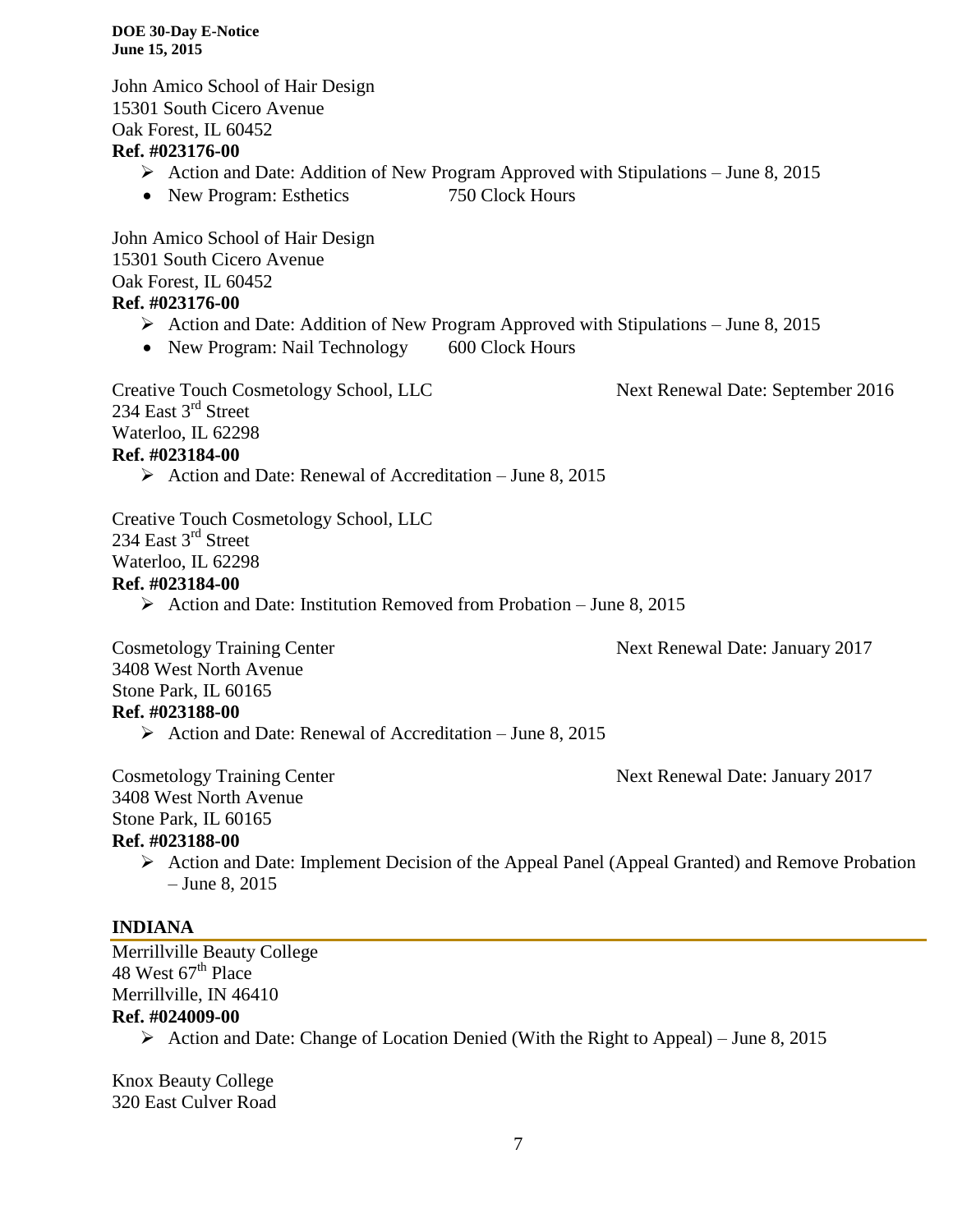John Amico School of Hair Design
15301 South Cicero Avenue
Oak Forest, IL 60452
**Ref. #023176-00**

- Action and Date: Addition of New Program Approved with Stipulations – June 8, 2015
  - New Program: Esthetics 750 Clock Hours

John Amico School of Hair Design
15301 South Cicero Avenue
Oak Forest, IL 60452
**Ref. #023176-00**

- Action and Date: Addition of New Program Approved with Stipulations – June 8, 2015
  - New Program: Nail Technology 600 Clock Hours

Creative Touch Cosmetology School, LLC — Next Renewal Date: September 2016
234 East 3rd Street
Waterloo, IL 62298
**Ref. #023184-00**

- Action and Date: Renewal of Accreditation – June 8, 2015

Creative Touch Cosmetology School, LLC
234 East 3rd Street
Waterloo, IL 62298
**Ref. #023184-00**

- Action and Date: Institution Removed from Probation – June 8, 2015

Cosmetology Training Center — Next Renewal Date: January 2017
3408 West North Avenue
Stone Park, IL 60165
**Ref. #023188-00**

- Action and Date: Renewal of Accreditation – June 8, 2015

Cosmetology Training Center — Next Renewal Date: January 2017
3408 West North Avenue
Stone Park, IL 60165
**Ref. #023188-00**

- Action and Date: Implement Decision of the Appeal Panel (Appeal Granted) and Remove Probation – June 8, 2015

## INDIANA

Merrillville Beauty College
48 West 67th Place
Merrillville, IN 46410
**Ref. #024009-00**

- Action and Date: Change of Location Denied (With the Right to Appeal) – June 8, 2015

Knox Beauty College
320 East Culver Road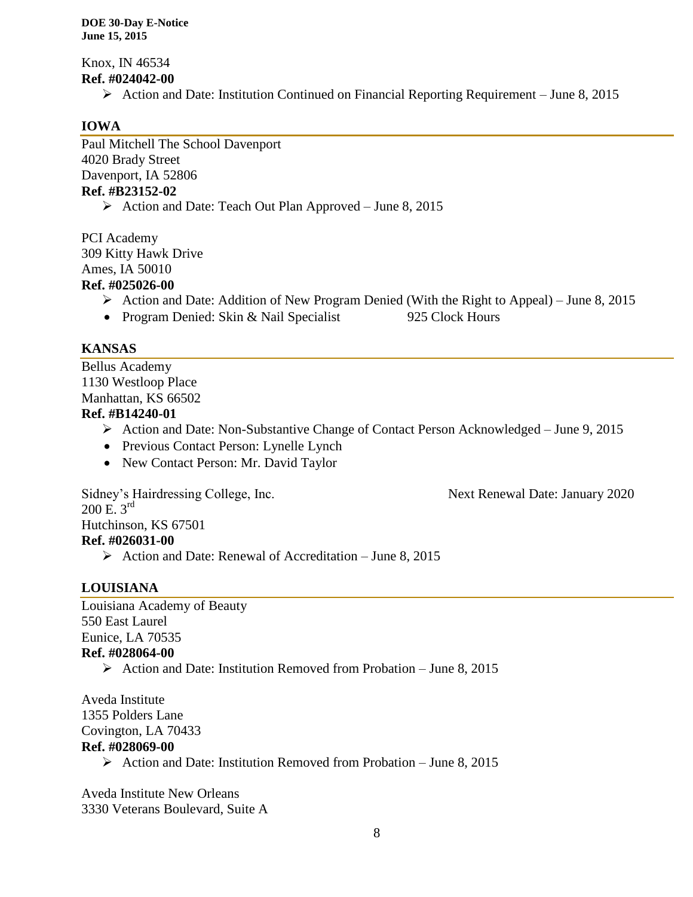Knox, IN 46534
**Ref. #024042-00**

- Action and Date: Institution Continued on Financial Reporting Requirement – June 8, 2015

## IOWA

Paul Mitchell The School Davenport
4020 Brady Street
Davenport, IA 52806
**Ref. #B23152-02**

- Action and Date: Teach Out Plan Approved – June 8, 2015

PCI Academy
309 Kitty Hawk Drive
Ames, IA 50010
**Ref. #025026-00**

- Action and Date: Addition of New Program Denied (With the Right to Appeal) – June 8, 2015
- Program Denied: Skin & Nail Specialist 925 Clock Hours

## KANSAS

Bellus Academy
1130 Westloop Place
Manhattan, KS 66502
**Ref. #B14240-01**

- Action and Date: Non-Substantive Change of Contact Person Acknowledged – June 9, 2015
- Previous Contact Person: Lynelle Lynch
- New Contact Person: Mr. David Taylor

Sidney's Hairdressing College, Inc. Next Renewal Date: January 2020
200 E. 3rd
Hutchinson, KS 67501
**Ref. #026031-00**

- Action and Date: Renewal of Accreditation – June 8, 2015

## LOUISIANA

Louisiana Academy of Beauty
550 East Laurel
Eunice, LA 70535
**Ref. #028064-00**

- Action and Date: Institution Removed from Probation – June 8, 2015

Aveda Institute
1355 Polders Lane
Covington, LA 70433
**Ref. #028069-00**

- Action and Date: Institution Removed from Probation – June 8, 2015

Aveda Institute New Orleans
3330 Veterans Boulevard, Suite A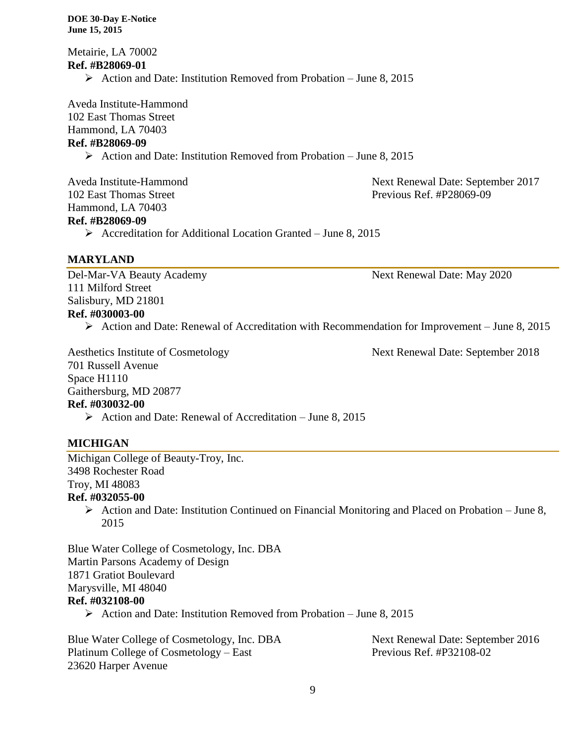Metairie, LA 70002
**Ref. #B28069-01**

- Action and Date: Institution Removed from Probation – June 8, 2015

Aveda Institute-Hammond
102 East Thomas Street
Hammond, LA 70403
**Ref. #B28069-09**

- Action and Date: Institution Removed from Probation – June 8, 2015

Aveda Institute-Hammond
102 East Thomas Street
Hammond, LA 70403
**Ref. #B28069-09**
Next Renewal Date: September 2017
Previous Ref. #P28069-09

- Accreditation for Additional Location Granted – June 8, 2015

## MARYLAND

Del-Mar-VA Beauty Academy
111 Milford Street
Salisbury, MD 21801
**Ref. #030003-00**
Next Renewal Date: May 2020

- Action and Date: Renewal of Accreditation with Recommendation for Improvement – June 8, 2015

Aesthetics Institute of Cosmetology
701 Russell Avenue
Space H1110
Gaithersburg, MD 20877
**Ref. #030032-00**
Next Renewal Date: September 2018

- Action and Date: Renewal of Accreditation – June 8, 2015

## MICHIGAN

Michigan College of Beauty-Troy, Inc.
3498 Rochester Road
Troy, MI 48083
**Ref. #032055-00**

- Action and Date: Institution Continued on Financial Monitoring and Placed on Probation – June 8, 2015

Blue Water College of Cosmetology, Inc. DBA
Martin Parsons Academy of Design
1871 Gratiot Boulevard
Marysville, MI 48040
**Ref. #032108-00**

- Action and Date: Institution Removed from Probation – June 8, 2015

Blue Water College of Cosmetology, Inc. DBA
Platinum College of Cosmetology – East
23620 Harper Avenue
Next Renewal Date: September 2016
Previous Ref. #P32108-02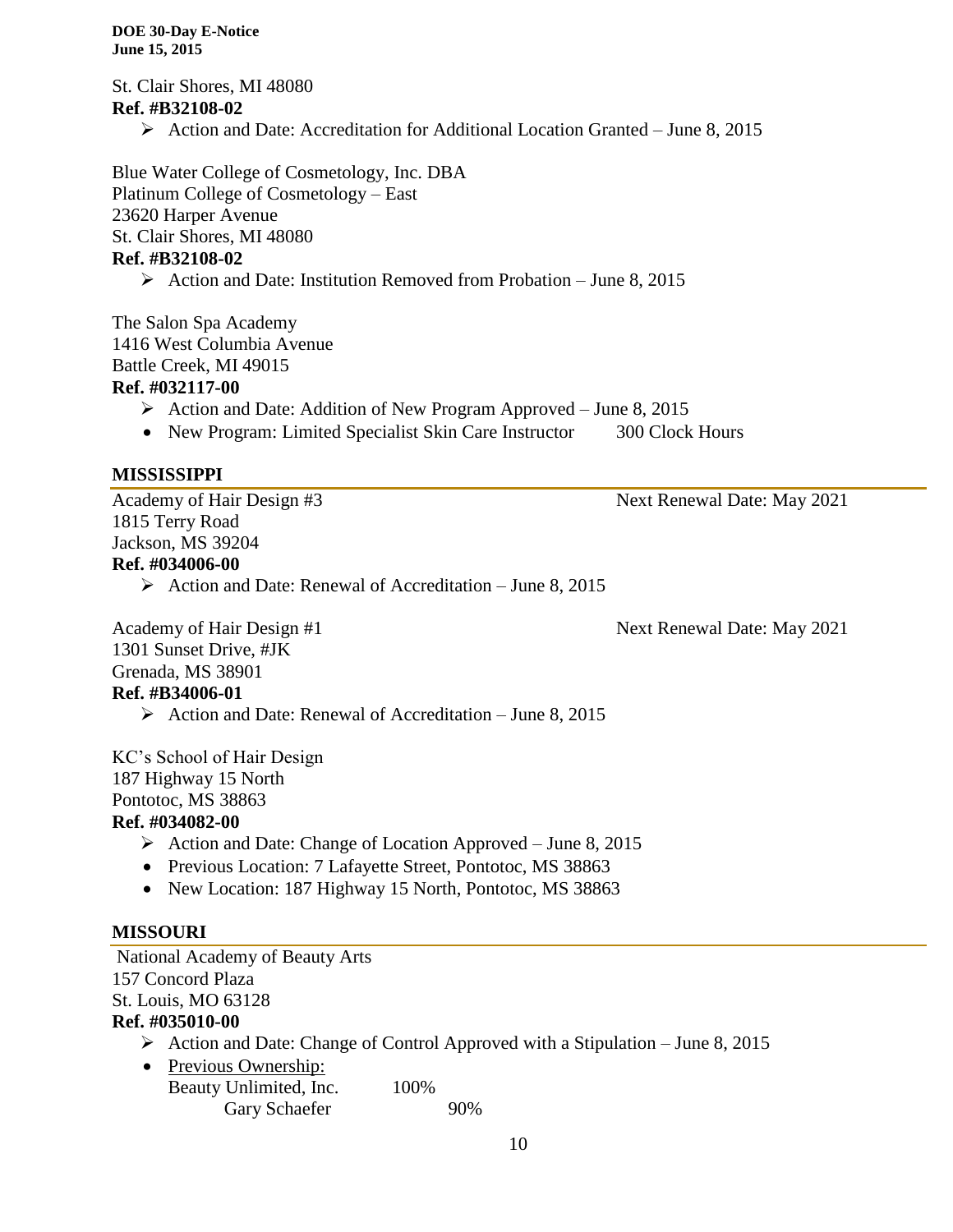St. Clair Shores, MI 48080
**Ref. #B32108-02**

- ➢ Action and Date: Accreditation for Additional Location Granted – June 8, 2015

Blue Water College of Cosmetology, Inc. DBA
Platinum College of Cosmetology – East
23620 Harper Avenue
St. Clair Shores, MI 48080
**Ref. #B32108-02**

- ➢ Action and Date: Institution Removed from Probation – June 8, 2015

The Salon Spa Academy
1416 West Columbia Avenue
Battle Creek, MI 49015
**Ref. #032117-00**

- ➢ Action and Date: Addition of New Program Approved – June 8, 2015
- New Program: Limited Specialist Skin Care Instructor 300 Clock Hours

## MISSISSIPPI

Academy of Hair Design #3 — Next Renewal Date: May 2021
1815 Terry Road
Jackson, MS 39204
**Ref. #034006-00**

- ➢ Action and Date: Renewal of Accreditation – June 8, 2015

Academy of Hair Design #1 — Next Renewal Date: May 2021
1301 Sunset Drive, #JK
Grenada, MS 38901
**Ref. #B34006-01**

- ➢ Action and Date: Renewal of Accreditation – June 8, 2015

KC's School of Hair Design
187 Highway 15 North
Pontotoc, MS 38863
**Ref. #034082-00**

- ➢ Action and Date: Change of Location Approved – June 8, 2015
- Previous Location: 7 Lafayette Street, Pontotoc, MS 38863
- New Location: 187 Highway 15 North, Pontotoc, MS 38863

## MISSOURI

National Academy of Beauty Arts
157 Concord Plaza
St. Louis, MO 63128
**Ref. #035010-00**

- ➢ Action and Date: Change of Control Approved with a Stipulation – June 8, 2015
- Previous Ownership:
  Beauty Unlimited, Inc. 100%
  Gary Schaefer 90%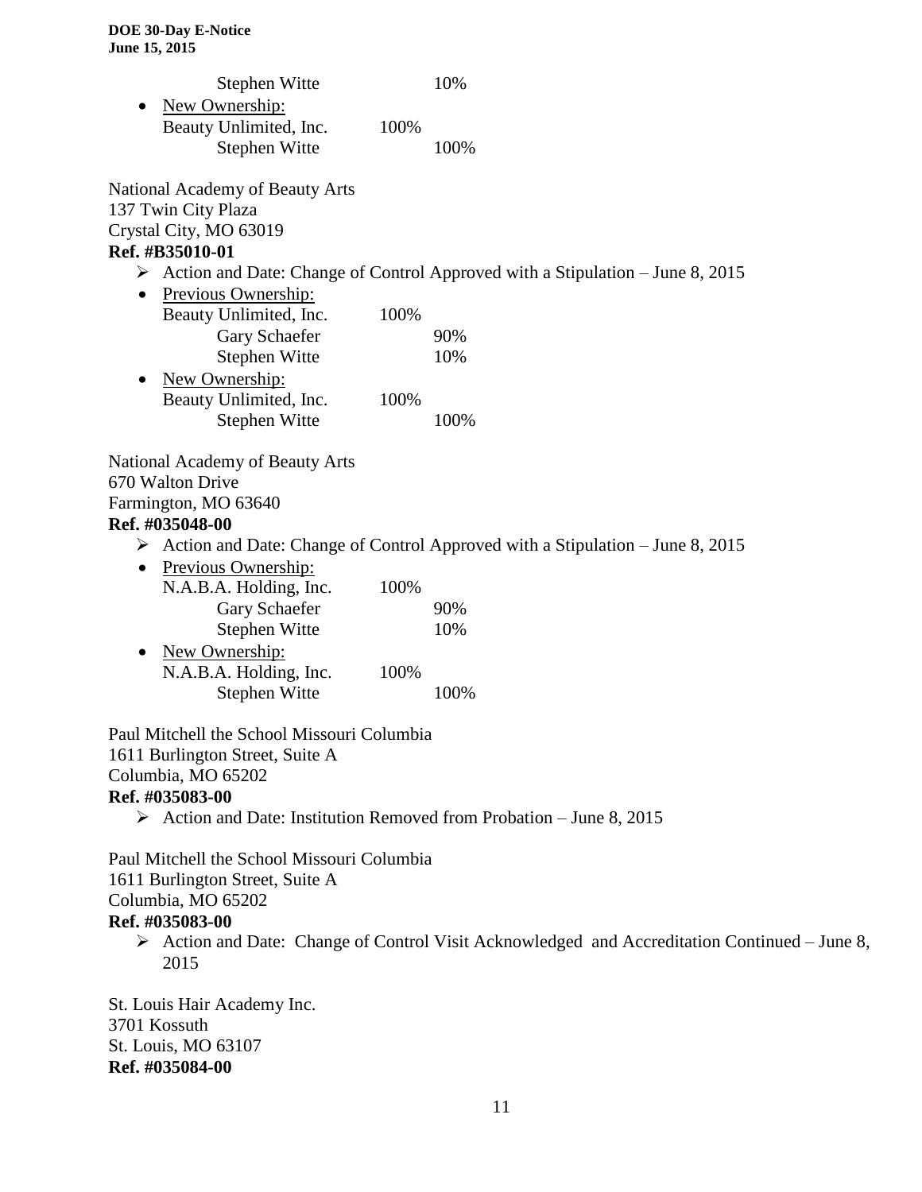Stephen Witte 10%

- New Ownership:
  Beauty Unlimited, Inc. 100%
  Stephen Witte 100%

National Academy of Beauty Arts
137 Twin City Plaza
Crystal City, MO 63019
**Ref. #B35010-01**

- Action and Date: Change of Control Approved with a Stipulation – June 8, 2015
- Previous Ownership:
  Beauty Unlimited, Inc. 100%
  Gary Schaefer 90%
  Stephen Witte 10%
- New Ownership:
  Beauty Unlimited, Inc. 100%
  Stephen Witte 100%

National Academy of Beauty Arts
670 Walton Drive
Farmington, MO 63640
**Ref. #035048-00**

- Action and Date: Change of Control Approved with a Stipulation – June 8, 2015
- Previous Ownership:
  N.A.B.A. Holding, Inc. 100%
  Gary Schaefer 90%
  Stephen Witte 10%
- New Ownership:
  N.A.B.A. Holding, Inc. 100%
  Stephen Witte 100%

Paul Mitchell the School Missouri Columbia
1611 Burlington Street, Suite A
Columbia, MO 65202
**Ref. #035083-00**

- Action and Date: Institution Removed from Probation – June 8, 2015

Paul Mitchell the School Missouri Columbia
1611 Burlington Street, Suite A
Columbia, MO 65202
**Ref. #035083-00**

- Action and Date: Change of Control Visit Acknowledged and Accreditation Continued – June 8, 2015

St. Louis Hair Academy Inc.
3701 Kossuth
St. Louis, MO 63107
**Ref. #035084-00**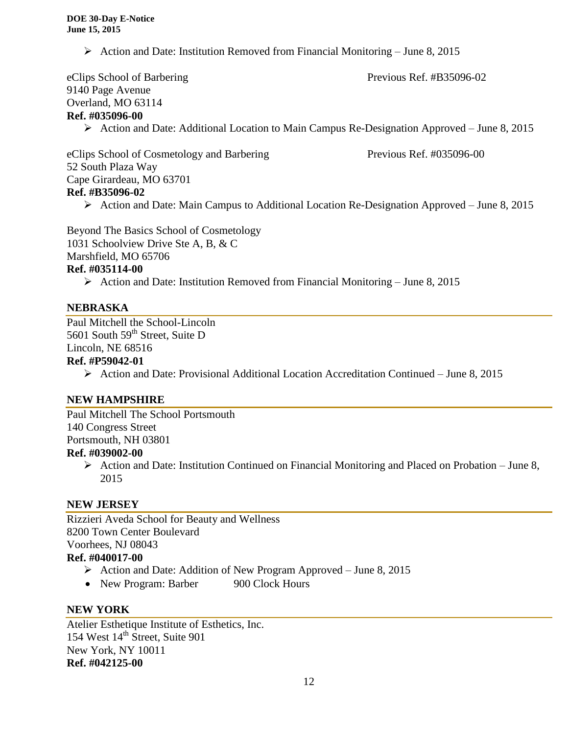- Action and Date: Institution Removed from Financial Monitoring – June 8, 2015

eClips School of Barbering Previous Ref. #B35096-02
9140 Page Avenue
Overland, MO 63114
**Ref. #035096-00**

- Action and Date: Additional Location to Main Campus Re-Designation Approved – June 8, 2015

eClips School of Cosmetology and Barbering Previous Ref. #035096-00
52 South Plaza Way
Cape Girardeau, MO 63701
**Ref. #B35096-02**

- Action and Date: Main Campus to Additional Location Re-Designation Approved – June 8, 2015

Beyond The Basics School of Cosmetology
1031 Schoolview Drive Ste A, B, & C
Marshfield, MO 65706
**Ref. #035114-00**

- Action and Date: Institution Removed from Financial Monitoring – June 8, 2015

## NEBRASKA

Paul Mitchell the School-Lincoln
5601 South 59th Street, Suite D
Lincoln, NE 68516
**Ref. #P59042-01**

- Action and Date: Provisional Additional Location Accreditation Continued – June 8, 2015

## NEW HAMPSHIRE

Paul Mitchell The School Portsmouth
140 Congress Street
Portsmouth, NH 03801
**Ref. #039002-00**

- Action and Date: Institution Continued on Financial Monitoring and Placed on Probation – June 8, 2015

## NEW JERSEY

Rizzieri Aveda School for Beauty and Wellness
8200 Town Center Boulevard
Voorhees, NJ 08043
**Ref. #040017-00**

- Action and Date: Addition of New Program Approved – June 8, 2015
- New Program: Barber 900 Clock Hours

## NEW YORK

Atelier Esthetique Institute of Esthetics, Inc.
154 West 14th Street, Suite 901
New York, NY 10011
**Ref. #042125-00**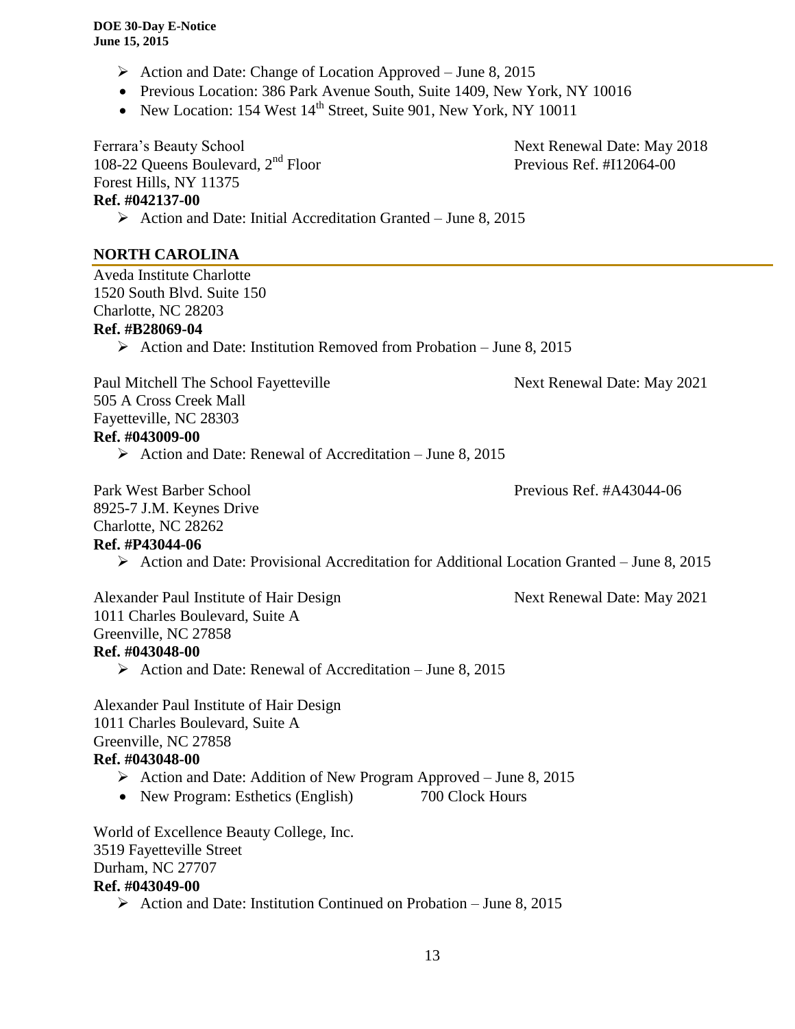- Action and Date: Change of Location Approved – June 8, 2015
- Previous Location: 386 Park Avenue South, Suite 1409, New York, NY 10016
- New Location: 154 West 14th Street, Suite 901, New York, NY 10011

Ferrara's Beauty School
108-22 Queens Boulevard, 2nd Floor
Forest Hills, NY 11375
**Ref. #042137-00**
Next Renewal Date: May 2018
Previous Ref. #I12064-00

- Action and Date: Initial Accreditation Granted – June 8, 2015

## NORTH CAROLINA

Aveda Institute Charlotte
1520 South Blvd. Suite 150
Charlotte, NC 28203
**Ref. #B28069-04**

- Action and Date: Institution Removed from Probation – June 8, 2015

Paul Mitchell The School Fayetteville
505 A Cross Creek Mall
Fayetteville, NC 28303
**Ref. #043009-00**
Next Renewal Date: May 2021

- Action and Date: Renewal of Accreditation – June 8, 2015

Park West Barber School
8925-7 J.M. Keynes Drive
Charlotte, NC 28262
**Ref. #P43044-06**
Previous Ref. #A43044-06

- Action and Date: Provisional Accreditation for Additional Location Granted – June 8, 2015

Alexander Paul Institute of Hair Design
1011 Charles Boulevard, Suite A
Greenville, NC 27858
**Ref. #043048-00**
Next Renewal Date: May 2021

- Action and Date: Renewal of Accreditation – June 8, 2015

Alexander Paul Institute of Hair Design
1011 Charles Boulevard, Suite A
Greenville, NC 27858
**Ref. #043048-00**

- Action and Date: Addition of New Program Approved – June 8, 2015
- New Program: Esthetics (English) 700 Clock Hours

World of Excellence Beauty College, Inc.
3519 Fayetteville Street
Durham, NC 27707
**Ref. #043049-00**

- Action and Date: Institution Continued on Probation – June 8, 2015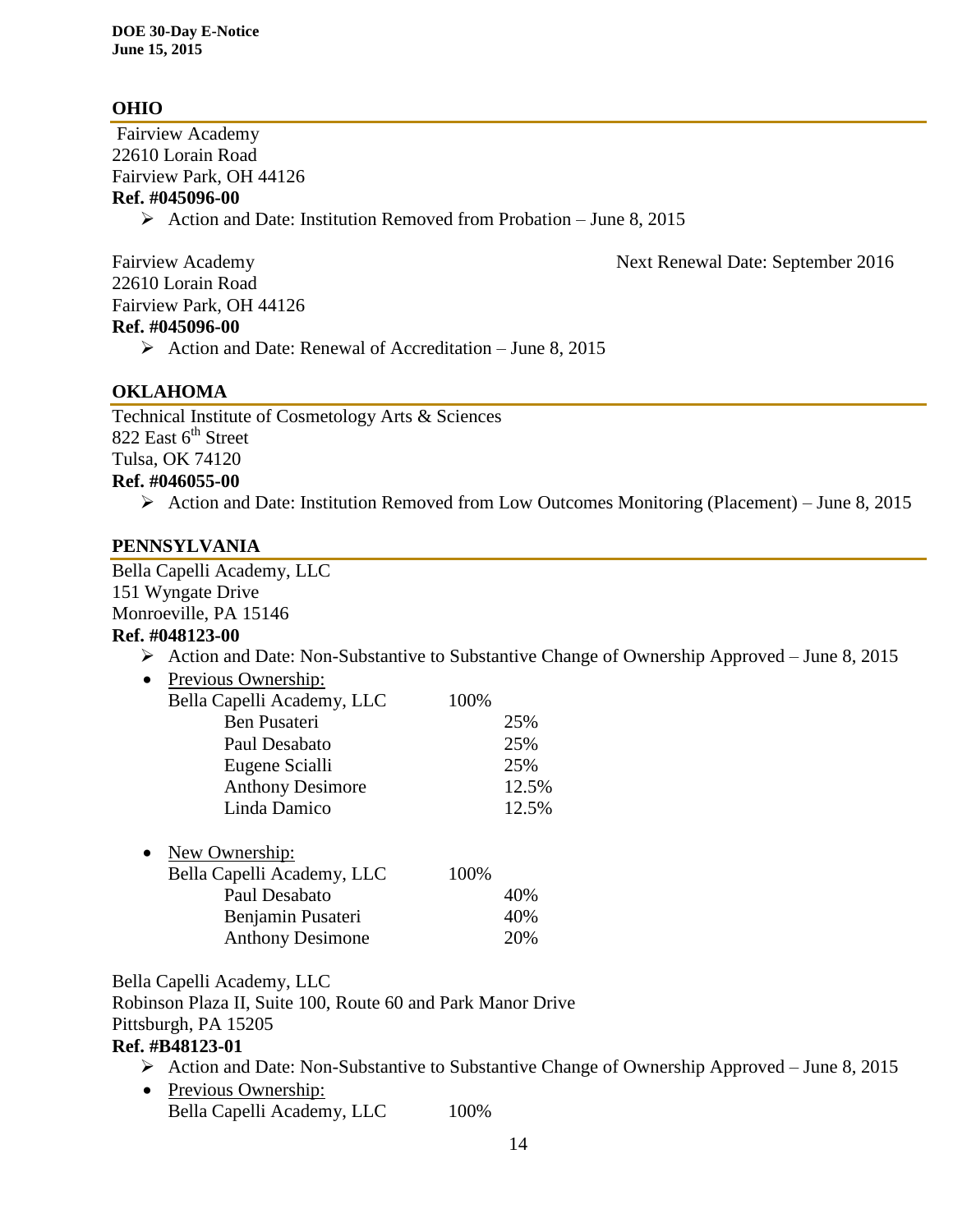## OHIO

Fairview Academy
22610 Lorain Road
Fairview Park, OH 44126
**Ref. #045096-00**

- Action and Date: Institution Removed from Probation – June 8, 2015

Fairview Academy
22610 Lorain Road
Fairview Park, OH 44126
**Ref. #045096-00**

Next Renewal Date: September 2016

- Action and Date: Renewal of Accreditation – June 8, 2015

## OKLAHOMA

Technical Institute of Cosmetology Arts & Sciences
822 East 6th Street
Tulsa, OK 74120
**Ref. #046055-00**

- Action and Date: Institution Removed from Low Outcomes Monitoring (Placement) – June 8, 2015

## PENNSYLVANIA

Bella Capelli Academy, LLC
151 Wyngate Drive
Monroeville, PA 15146
**Ref. #048123-00**

- Action and Date: Non-Substantive to Substantive Change of Ownership Approved – June 8, 2015
- Previous Ownership:
  - Bella Capelli Academy, LLC 100%
    - Ben Pusateri 25%
    - Paul Desabato 25%
    - Eugene Scialli 25%
    - Anthony Desimore 12.5%
    - Linda Damico 12.5%
- New Ownership:
  - Bella Capelli Academy, LLC 100%
    - Paul Desabato 40%
    - Benjamin Pusateri 40%
    - Anthony Desimone 20%

Bella Capelli Academy, LLC
Robinson Plaza II, Suite 100, Route 60 and Park Manor Drive
Pittsburgh, PA 15205
**Ref. #B48123-01**

- Action and Date: Non-Substantive to Substantive Change of Ownership Approved – June 8, 2015
- Previous Ownership:
  - Bella Capelli Academy, LLC 100%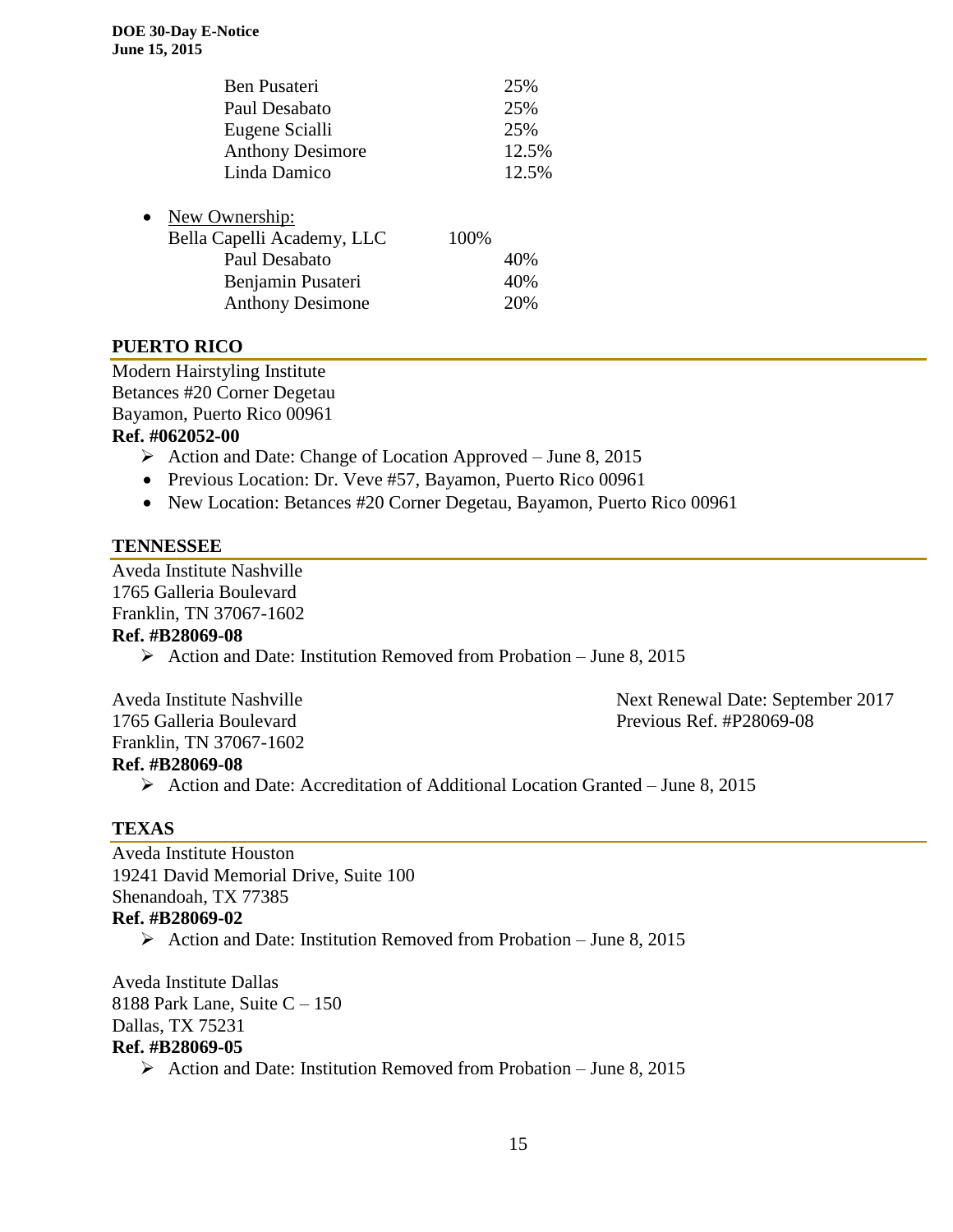| | |
|---|---|
| Ben Pusateri | 25% |
| Paul Desabato | 25% |
| Eugene Scialli | 25% |
| Anthony Desimore | 12.5% |
| Linda Damico | 12.5% |

- New Ownership:

| | | |
|---|---|---|
| Bella Capelli Academy, LLC | 100% | |
| Paul Desabato | | 40% |
| Benjamin Pusateri | | 40% |
| Anthony Desimone | | 20% |

## PUERTO RICO

Modern Hairstyling Institute
Betances #20 Corner Degetau
Bayamon, Puerto Rico 00961
**Ref. #062052-00**

- Action and Date: Change of Location Approved – June 8, 2015
- Previous Location: Dr. Veve #57, Bayamon, Puerto Rico 00961
- New Location: Betances #20 Corner Degetau, Bayamon, Puerto Rico 00961

## TENNESSEE

Aveda Institute Nashville
1765 Galleria Boulevard
Franklin, TN 37067-1602
**Ref. #B28069-08**

- Action and Date: Institution Removed from Probation – June 8, 2015

Aveda Institute Nashville
1765 Galleria Boulevard
Franklin, TN 37067-1602
**Ref. #B28069-08**

Next Renewal Date: September 2017
Previous Ref. #P28069-08

- Action and Date: Accreditation of Additional Location Granted – June 8, 2015

## TEXAS

Aveda Institute Houston
19241 David Memorial Drive, Suite 100
Shenandoah, TX 77385
**Ref. #B28069-02**

- Action and Date: Institution Removed from Probation – June 8, 2015

Aveda Institute Dallas
8188 Park Lane, Suite C – 150
Dallas, TX 75231
**Ref. #B28069-05**

- Action and Date: Institution Removed from Probation – June 8, 2015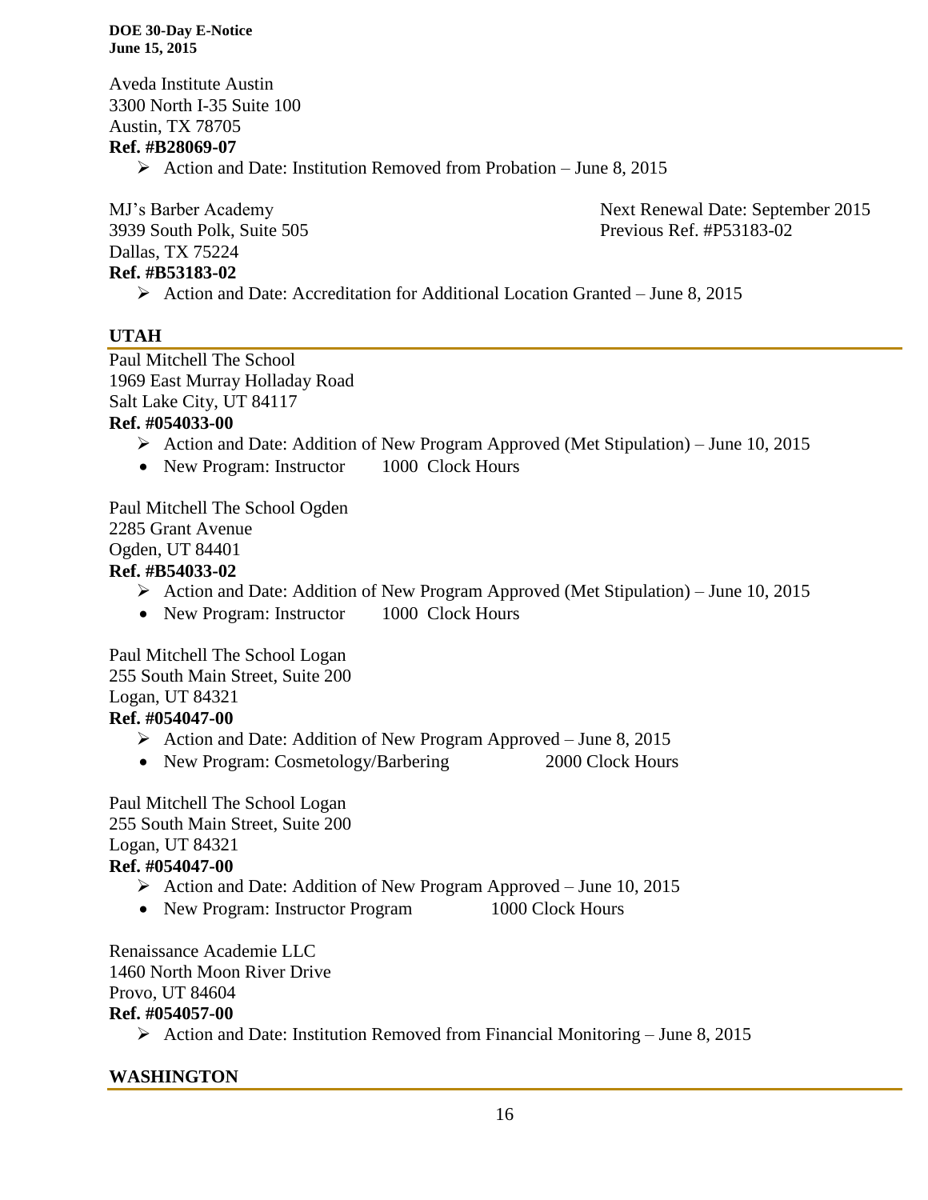Aveda Institute Austin
3300 North I-35 Suite 100
Austin, TX 78705
**Ref. #B28069-07**

- Action and Date: Institution Removed from Probation – June 8, 2015

MJ's Barber Academy
3939 South Polk, Suite 505
Dallas, TX 75224
**Ref. #B53183-02**

Next Renewal Date: September 2015
Previous Ref. #P53183-02

- Action and Date: Accreditation for Additional Location Granted – June 8, 2015

## UTAH

Paul Mitchell The School
1969 East Murray Holladay Road
Salt Lake City, UT 84117
**Ref. #054033-00**

- Action and Date: Addition of New Program Approved (Met Stipulation) – June 10, 2015
- New Program: Instructor 1000 Clock Hours

Paul Mitchell The School Ogden
2285 Grant Avenue
Ogden, UT 84401
**Ref. #B54033-02**

- Action and Date: Addition of New Program Approved (Met Stipulation) – June 10, 2015
- New Program: Instructor 1000 Clock Hours

Paul Mitchell The School Logan
255 South Main Street, Suite 200
Logan, UT 84321
**Ref. #054047-00**

- Action and Date: Addition of New Program Approved – June 8, 2015
- New Program: Cosmetology/Barbering 2000 Clock Hours

Paul Mitchell The School Logan
255 South Main Street, Suite 200
Logan, UT 84321
**Ref. #054047-00**

- Action and Date: Addition of New Program Approved – June 10, 2015
- New Program: Instructor Program 1000 Clock Hours

Renaissance Academie LLC
1460 North Moon River Drive
Provo, UT 84604
**Ref. #054057-00**

- Action and Date: Institution Removed from Financial Monitoring – June 8, 2015

## WASHINGTON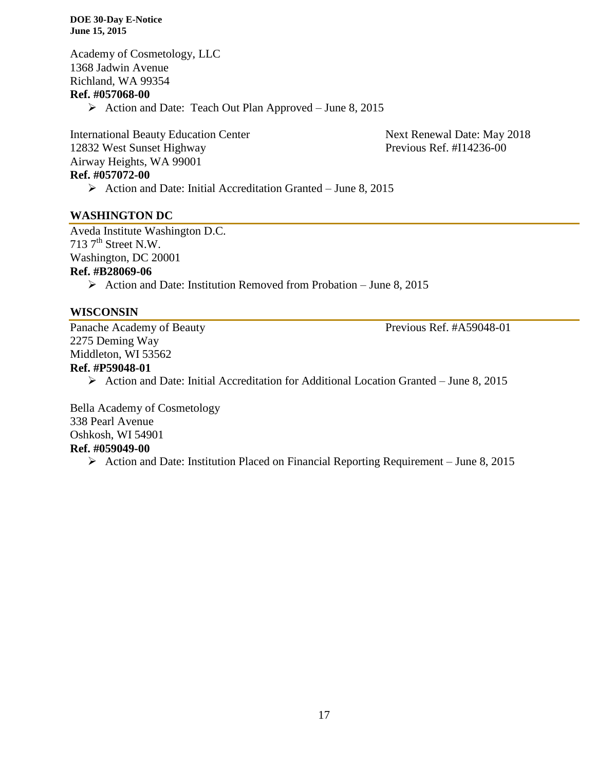Academy of Cosmetology, LLC
1368 Jadwin Avenue
Richland, WA 99354
**Ref. #057068-00**

- Action and Date: Teach Out Plan Approved – June 8, 2015

International Beauty Education Center
12832 West Sunset Highway
Airway Heights, WA 99001
**Ref. #057072-00**

Next Renewal Date: May 2018
Previous Ref. #I14236-00

- Action and Date: Initial Accreditation Granted – June 8, 2015

## WASHINGTON DC

Aveda Institute Washington D.C.
713 7th Street N.W.
Washington, DC 20001
**Ref. #B28069-06**

- Action and Date: Institution Removed from Probation – June 8, 2015

## WISCONSIN

Panache Academy of Beauty
2275 Deming Way
Middleton, WI 53562
**Ref. #P59048-01**

Previous Ref. #A59048-01

- Action and Date: Initial Accreditation for Additional Location Granted – June 8, 2015

Bella Academy of Cosmetology
338 Pearl Avenue
Oshkosh, WI 54901
**Ref. #059049-00**

- Action and Date: Institution Placed on Financial Reporting Requirement – June 8, 2015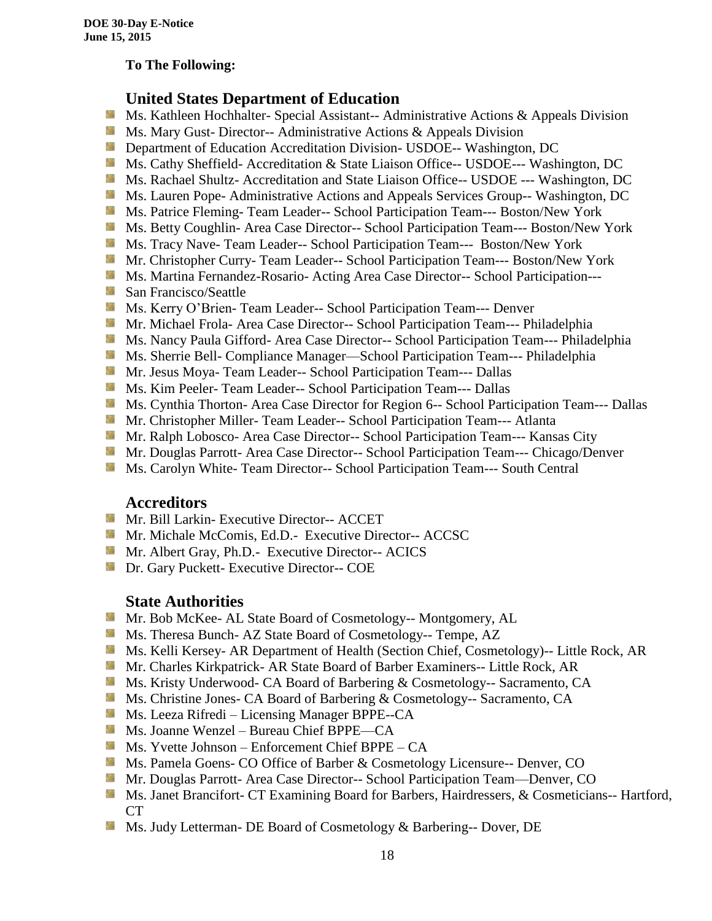**To The Following:**

## United States Department of Education

- Ms. Kathleen Hochhalter- Special Assistant-- Administrative Actions & Appeals Division
- Ms. Mary Gust- Director-- Administrative Actions & Appeals Division
- Department of Education Accreditation Division- USDOE-- Washington, DC
- Ms. Cathy Sheffield- Accreditation & State Liaison Office-- USDOE--- Washington, DC
- Ms. Rachael Shultz- Accreditation and State Liaison Office-- USDOE --- Washington, DC
- Ms. Lauren Pope- Administrative Actions and Appeals Services Group-- Washington, DC
- Ms. Patrice Fleming- Team Leader-- School Participation Team--- Boston/New York
- Ms. Betty Coughlin- Area Case Director-- School Participation Team--- Boston/New York
- Ms. Tracy Nave- Team Leader-- School Participation Team--- Boston/New York
- Mr. Christopher Curry- Team Leader-- School Participation Team--- Boston/New York
- Ms. Martina Fernandez-Rosario- Acting Area Case Director-- School Participation---
- San Francisco/Seattle
- Ms. Kerry O'Brien- Team Leader-- School Participation Team--- Denver
- Mr. Michael Frola- Area Case Director-- School Participation Team--- Philadelphia
- Ms. Nancy Paula Gifford- Area Case Director-- School Participation Team--- Philadelphia
- Ms. Sherrie Bell- Compliance Manager—School Participation Team--- Philadelphia
- Mr. Jesus Moya- Team Leader-- School Participation Team--- Dallas
- Ms. Kim Peeler- Team Leader-- School Participation Team--- Dallas
- Ms. Cynthia Thorton- Area Case Director for Region 6-- School Participation Team--- Dallas
- Mr. Christopher Miller- Team Leader-- School Participation Team--- Atlanta
- Mr. Ralph Lobosco- Area Case Director-- School Participation Team--- Kansas City
- Mr. Douglas Parrott- Area Case Director-- School Participation Team--- Chicago/Denver
- Ms. Carolyn White- Team Director-- School Participation Team--- South Central

## Accreditors

- Mr. Bill Larkin- Executive Director-- ACCET
- Mr. Michale McComis, Ed.D.- Executive Director-- ACCSC
- Mr. Albert Gray, Ph.D.- Executive Director-- ACICS
- Dr. Gary Puckett- Executive Director-- COE

## State Authorities

- Mr. Bob McKee- AL State Board of Cosmetology-- Montgomery, AL
- Ms. Theresa Bunch- AZ State Board of Cosmetology-- Tempe, AZ
- Ms. Kelli Kersey- AR Department of Health (Section Chief, Cosmetology)-- Little Rock, AR
- Mr. Charles Kirkpatrick- AR State Board of Barber Examiners-- Little Rock, AR
- Ms. Kristy Underwood- CA Board of Barbering & Cosmetology-- Sacramento, CA
- Ms. Christine Jones- CA Board of Barbering & Cosmetology-- Sacramento, CA
- Ms. Leeza Rifredi – Licensing Manager BPPE--CA
- Ms. Joanne Wenzel – Bureau Chief BPPE—CA
- Ms. Yvette Johnson – Enforcement Chief BPPE – CA
- Ms. Pamela Goens- CO Office of Barber & Cosmetology Licensure-- Denver, CO
- Mr. Douglas Parrott- Area Case Director-- School Participation Team—Denver, CO
- Ms. Janet Brancifort- CT Examining Board for Barbers, Hairdressers, & Cosmeticians-- Hartford, CT
- Ms. Judy Letterman- DE Board of Cosmetology & Barbering-- Dover, DE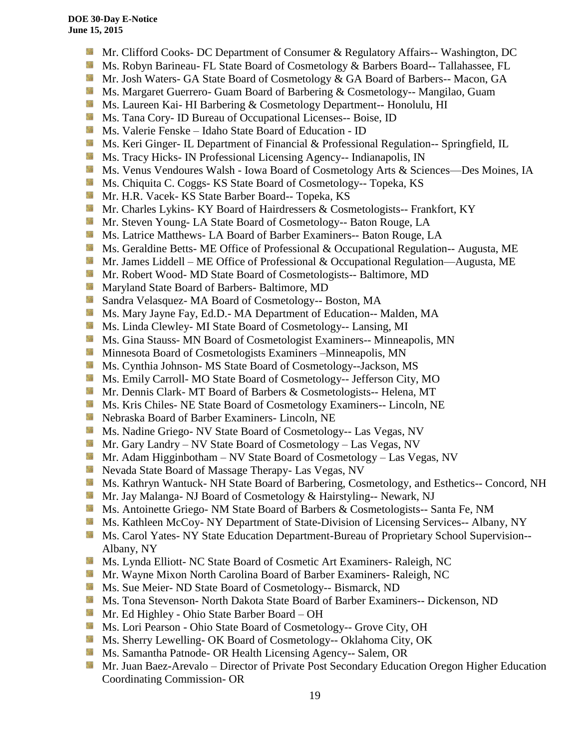- Mr. Clifford Cooks- DC Department of Consumer & Regulatory Affairs-- Washington, DC
- Ms. Robyn Barineau- FL State Board of Cosmetology & Barbers Board-- Tallahassee, FL
- Mr. Josh Waters- GA State Board of Cosmetology & GA Board of Barbers-- Macon, GA
- Ms. Margaret Guerrero- Guam Board of Barbering & Cosmetology-- Mangilao, Guam
- Ms. Laureen Kai- HI Barbering & Cosmetology Department-- Honolulu, HI
- Ms. Tana Cory- ID Bureau of Occupational Licenses-- Boise, ID
- Ms. Valerie Fenske – Idaho State Board of Education - ID
- Ms. Keri Ginger- IL Department of Financial & Professional Regulation-- Springfield, IL
- Ms. Tracy Hicks- IN Professional Licensing Agency-- Indianapolis, IN
- Ms. Venus Vendoures Walsh - Iowa Board of Cosmetology Arts & Sciences—Des Moines, IA
- Ms. Chiquita C. Coggs- KS State Board of Cosmetology-- Topeka, KS
- Mr. H.R. Vacek- KS State Barber Board-- Topeka, KS
- Mr. Charles Lykins- KY Board of Hairdressers & Cosmetologists-- Frankfort, KY
- Mr. Steven Young- LA State Board of Cosmetology-- Baton Rouge, LA
- Ms. Latrice Matthews- LA Board of Barber Examiners-- Baton Rouge, LA
- Ms. Geraldine Betts- ME Office of Professional & Occupational Regulation-- Augusta, ME
- Mr. James Liddell – ME Office of Professional & Occupational Regulation—Augusta, ME
- Mr. Robert Wood- MD State Board of Cosmetologists-- Baltimore, MD
- Maryland State Board of Barbers- Baltimore, MD
- Sandra Velasquez- MA Board of Cosmetology-- Boston, MA
- Ms. Mary Jayne Fay, Ed.D.- MA Department of Education-- Malden, MA
- Ms. Linda Clewley- MI State Board of Cosmetology-- Lansing, MI
- Ms. Gina Stauss- MN Board of Cosmetologist Examiners-- Minneapolis, MN
- Minnesota Board of Cosmetologists Examiners –Minneapolis, MN
- Ms. Cynthia Johnson- MS State Board of Cosmetology--Jackson, MS
- Ms. Emily Carroll- MO State Board of Cosmetology-- Jefferson City, MO
- Mr. Dennis Clark- MT Board of Barbers & Cosmetologists-- Helena, MT
- Ms. Kris Chiles- NE State Board of Cosmetology Examiners-- Lincoln, NE
- Nebraska Board of Barber Examiners- Lincoln, NE
- Ms. Nadine Griego- NV State Board of Cosmetology-- Las Vegas, NV
- Mr. Gary Landry – NV State Board of Cosmetology – Las Vegas, NV
- Mr. Adam Higginbotham – NV State Board of Cosmetology – Las Vegas, NV
- Nevada State Board of Massage Therapy- Las Vegas, NV
- Ms. Kathryn Wantuck- NH State Board of Barbering, Cosmetology, and Esthetics-- Concord, NH
- Mr. Jay Malanga- NJ Board of Cosmetology & Hairstyling-- Newark, NJ
- Ms. Antoinette Griego- NM State Board of Barbers & Cosmetologists-- Santa Fe, NM
- Ms. Kathleen McCoy- NY Department of State-Division of Licensing Services-- Albany, NY
- Ms. Carol Yates- NY State Education Department-Bureau of Proprietary School Supervision-- Albany, NY
- Ms. Lynda Elliott- NC State Board of Cosmetic Art Examiners- Raleigh, NC
- Mr. Wayne Mixon North Carolina Board of Barber Examiners- Raleigh, NC
- Ms. Sue Meier- ND State Board of Cosmetology-- Bismarck, ND
- Ms. Tona Stevenson- North Dakota State Board of Barber Examiners-- Dickenson, ND
- Mr. Ed Highley - Ohio State Barber Board – OH
- Ms. Lori Pearson - Ohio State Board of Cosmetology-- Grove City, OH
- Ms. Sherry Lewelling- OK Board of Cosmetology-- Oklahoma City, OK
- Ms. Samantha Patnode- OR Health Licensing Agency-- Salem, OR
- Mr. Juan Baez-Arevalo – Director of Private Post Secondary Education Oregon Higher Education Coordinating Commission- OR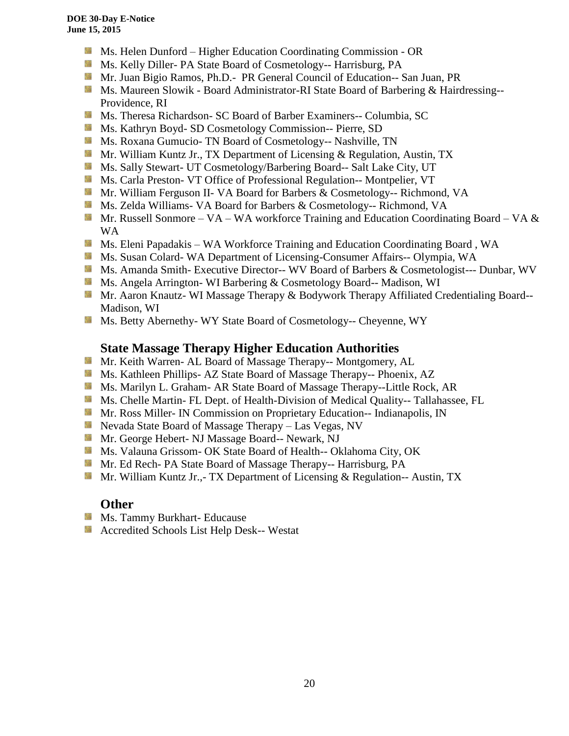- Ms. Helen Dunford – Higher Education Coordinating Commission - OR
- Ms. Kelly Diller- PA State Board of Cosmetology-- Harrisburg, PA
- Mr. Juan Bigio Ramos, Ph.D.- PR General Council of Education-- San Juan, PR
- Ms. Maureen Slowik - Board Administrator-RI State Board of Barbering & Hairdressing-- Providence, RI
- Ms. Theresa Richardson- SC Board of Barber Examiners-- Columbia, SC
- Ms. Kathryn Boyd- SD Cosmetology Commission-- Pierre, SD
- Ms. Roxana Gumucio- TN Board of Cosmetology-- Nashville, TN
- Mr. William Kuntz Jr., TX Department of Licensing & Regulation, Austin, TX
- Ms. Sally Stewart- UT Cosmetology/Barbering Board-- Salt Lake City, UT
- Ms. Carla Preston- VT Office of Professional Regulation-- Montpelier, VT
- Mr. William Ferguson II- VA Board for Barbers & Cosmetology-- Richmond, VA
- Ms. Zelda Williams- VA Board for Barbers & Cosmetology-- Richmond, VA
- Mr. Russell Sonmore – VA – WA workforce Training and Education Coordinating Board – VA & WA
- Ms. Eleni Papadakis – WA Workforce Training and Education Coordinating Board , WA
- Ms. Susan Colard- WA Department of Licensing-Consumer Affairs-- Olympia, WA
- Ms. Amanda Smith- Executive Director-- WV Board of Barbers & Cosmetologist--- Dunbar, WV
- Ms. Angela Arrington- WI Barbering & Cosmetology Board-- Madison, WI
- Mr. Aaron Knautz- WI Massage Therapy & Bodywork Therapy Affiliated Credentialing Board-- Madison, WI
- Ms. Betty Abernethy- WY State Board of Cosmetology-- Cheyenne, WY

## State Massage Therapy Higher Education Authorities

- Mr. Keith Warren- AL Board of Massage Therapy-- Montgomery, AL
- Ms. Kathleen Phillips- AZ State Board of Massage Therapy-- Phoenix, AZ
- Ms. Marilyn L. Graham- AR State Board of Massage Therapy--Little Rock, AR
- Ms. Chelle Martin- FL Dept. of Health-Division of Medical Quality-- Tallahassee, FL
- Mr. Ross Miller- IN Commission on Proprietary Education-- Indianapolis, IN
- Nevada State Board of Massage Therapy – Las Vegas, NV
- Mr. George Hebert- NJ Massage Board-- Newark, NJ
- Ms. Valauna Grissom- OK State Board of Health-- Oklahoma City, OK
- Mr. Ed Rech- PA State Board of Massage Therapy-- Harrisburg, PA
- Mr. William Kuntz Jr.,- TX Department of Licensing & Regulation-- Austin, TX

## Other

- Ms. Tammy Burkhart- Educause
- Accredited Schools List Help Desk-- Westat